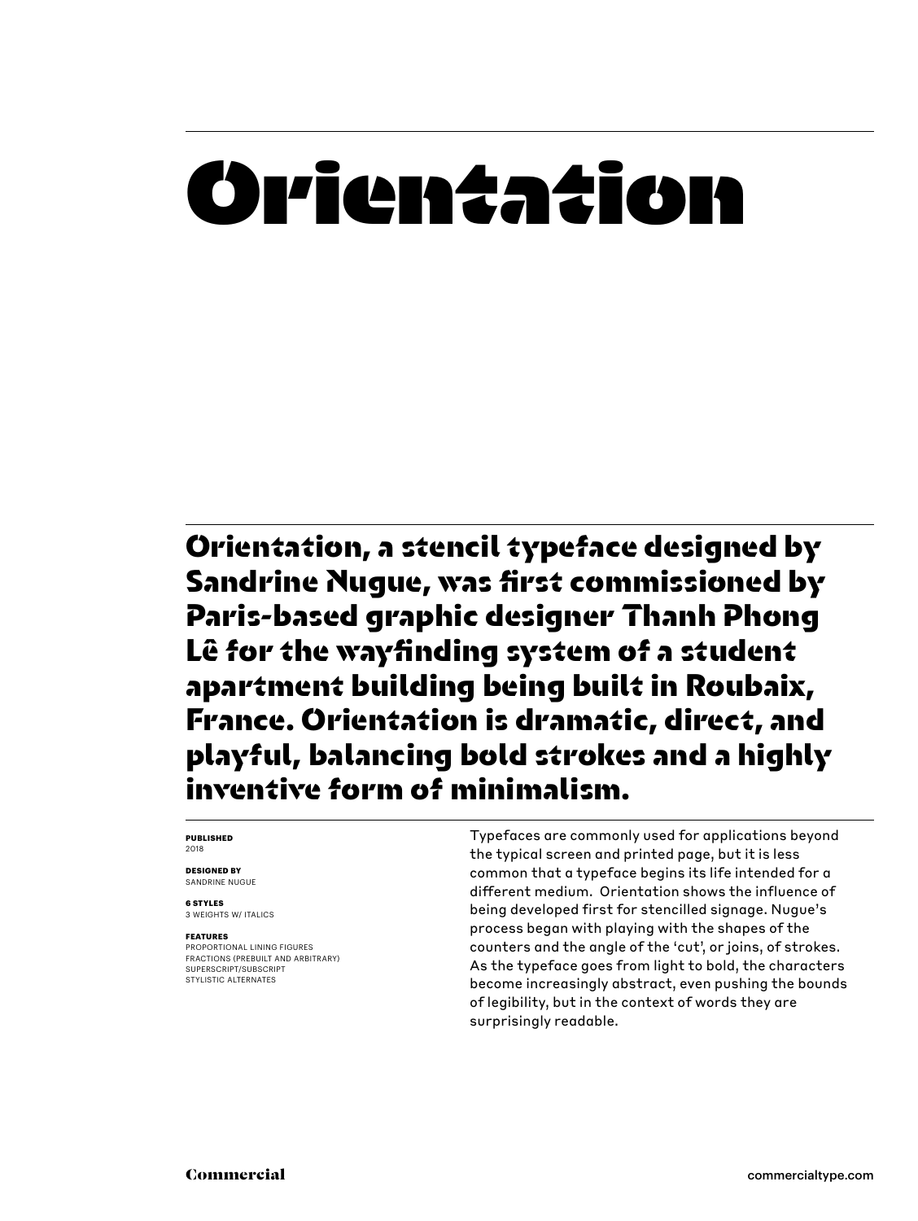# Orientation

**Orientation, a stencil typeface designed by Sandrine Nugue, was first commissioned by Paris-based graphic designer Thanh Phong Lê for the wayfinding system of a student apartment building being built in Roubaix, France. Orientation is dramatic, direct, and playful, balancing bold strokes and a highly inventive form of minimalism.**

**PUBLISHED**
2018

**DESIGNED BY**
SANDRINE NUGUE

**6 STYLES**
3 WEIGHTS W/ ITALICS

**FEATURES**
PROPORTIONAL LINING FIGURES
FRACTIONS (PREBUILT AND ARBITRARY)
SUPERSCRIPT/SUBSCRIPT
STYLISTIC ALTERNATES

Typefaces are commonly used for applications beyond the typical screen and printed page, but it is less common that a typeface begins its life intended for a different medium. Orientation shows the influence of being developed first for stencilled signage. Nugue's process began with playing with the shapes of the counters and the angle of the 'cut', or joins, of strokes. As the typeface goes from light to bold, the characters become increasingly abstract, even pushing the bounds of legibility, but in the context of words they are surprisingly readable.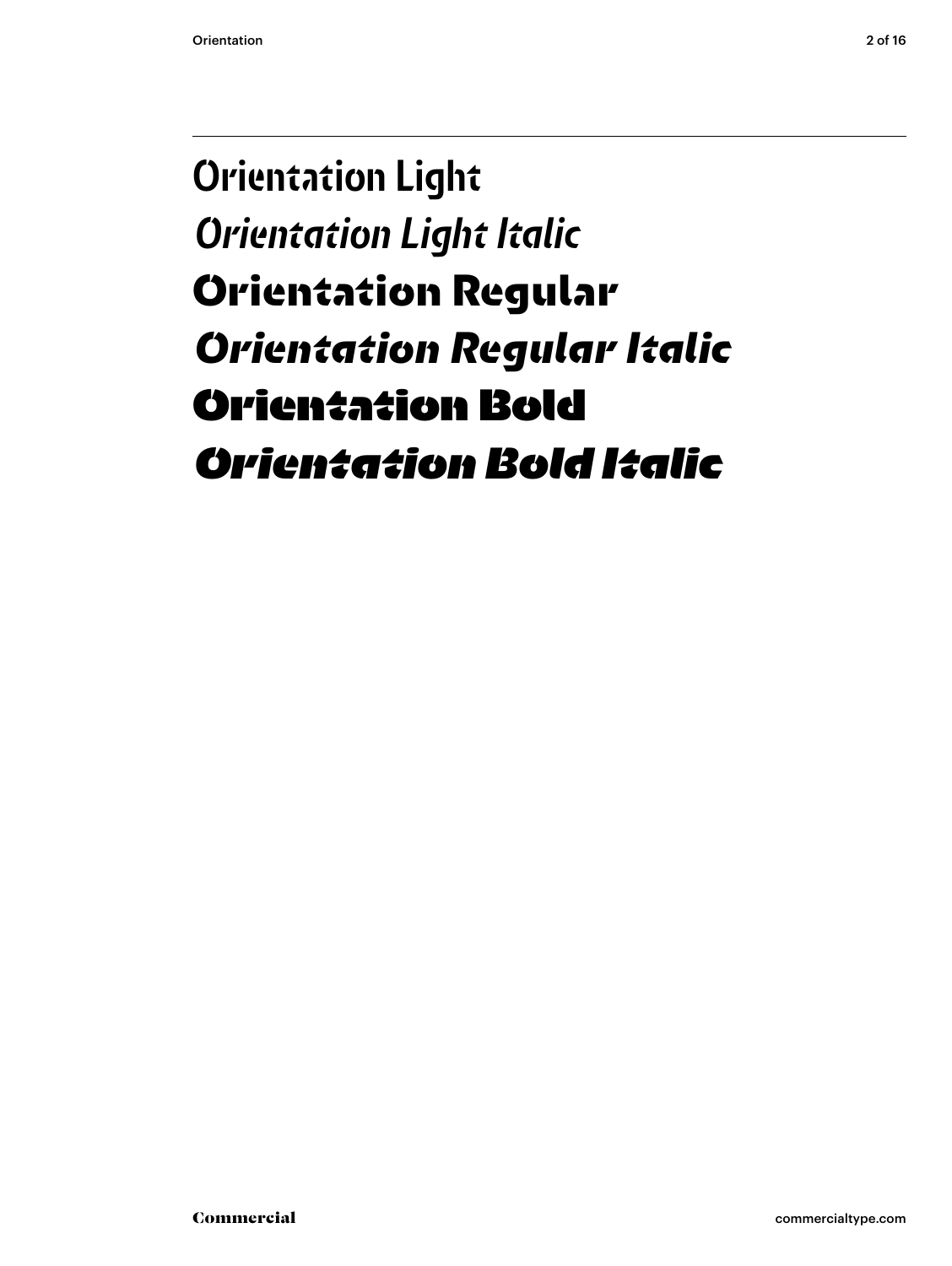Orientation Light

*Orientation Light Italic*

**Orientation Regular**

***Orientation Regular Italic***

**Orientation Bold**

***Orientation Bold Italic***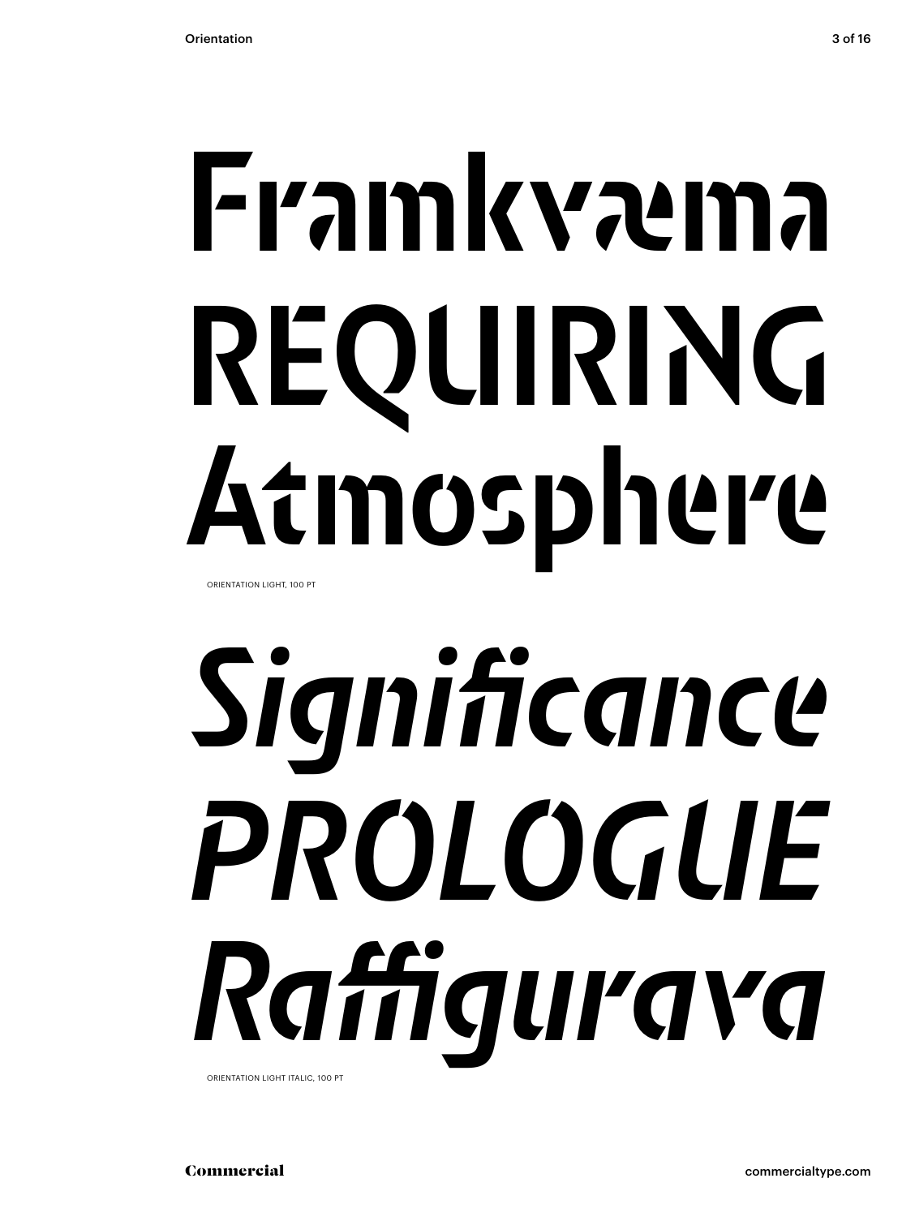Framkvæma
REQUIRING
Atmosphere

ORIENTATION LIGHT, 100 PT

*Significance*
*PROLOGUE*
*Raffigurava*

ORIENTATION LIGHT ITALIC, 100 PT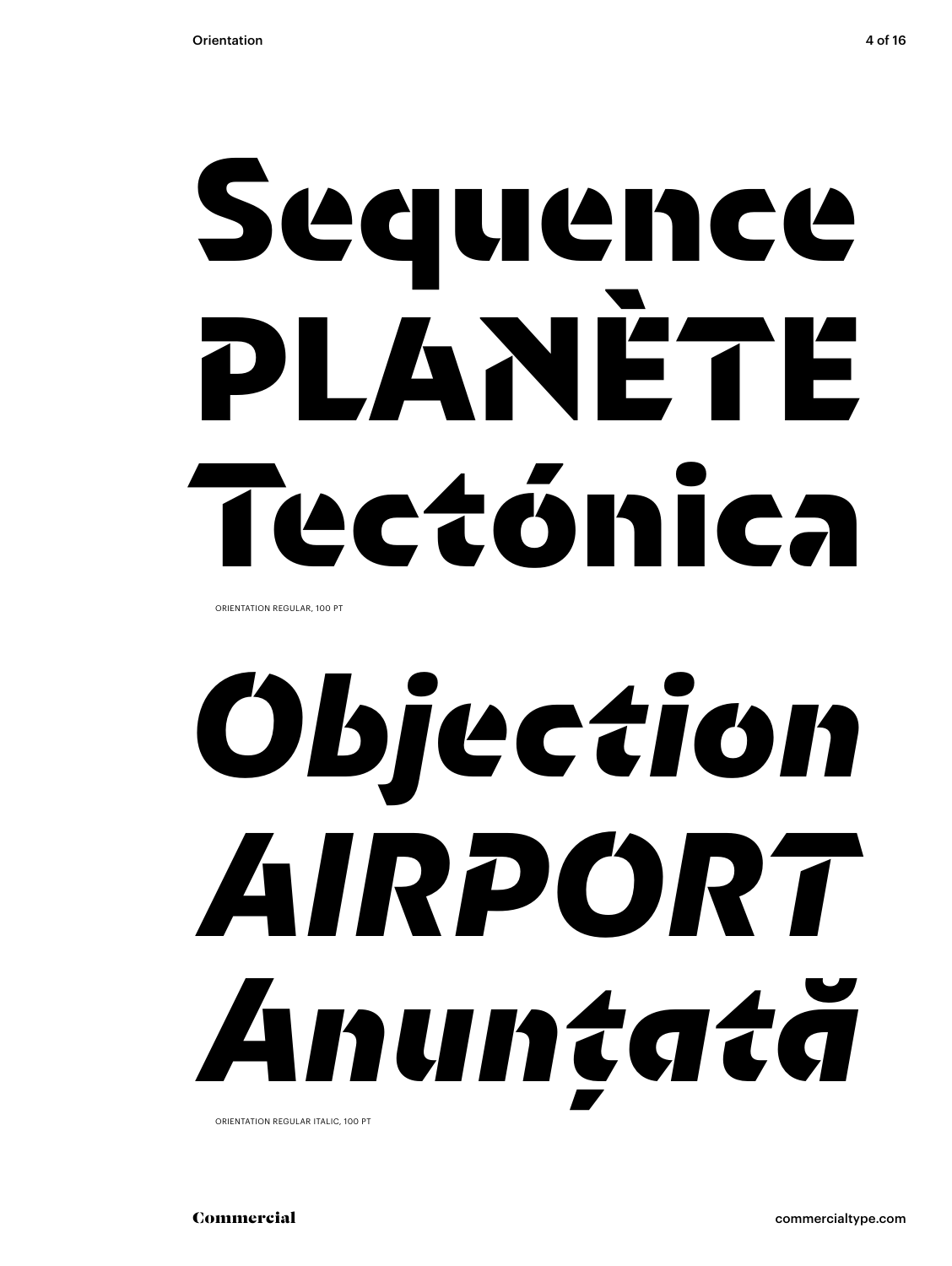Sequence
PLANÈTE
Tectónica

ORIENTATION REGULAR, 100 PT

*Objection*
*AIRPORT*
*Anunțată*

ORIENTATION REGULAR ITALIC, 100 PT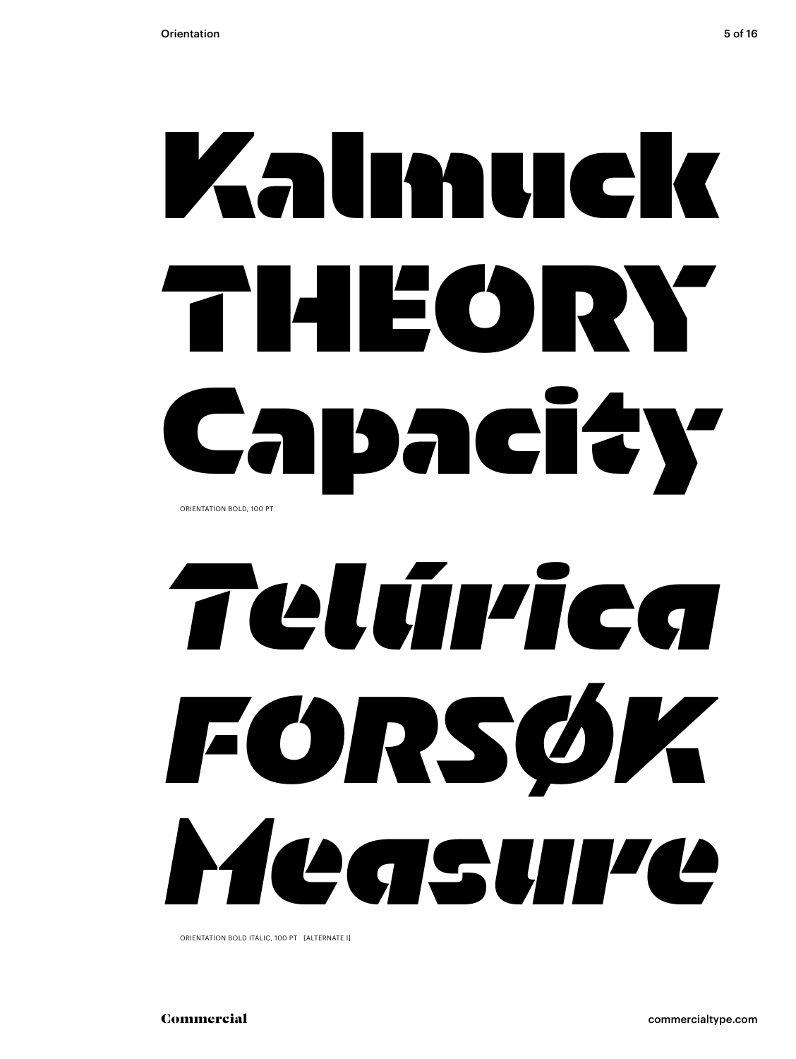Kalmuck

THEORY

Capacity

ORIENTATION BOLD, 100 PT

*Telúrica*

*FORSØK*

*Measure*

ORIENTATION BOLD ITALIC, 100 PT [ALTERNATE I]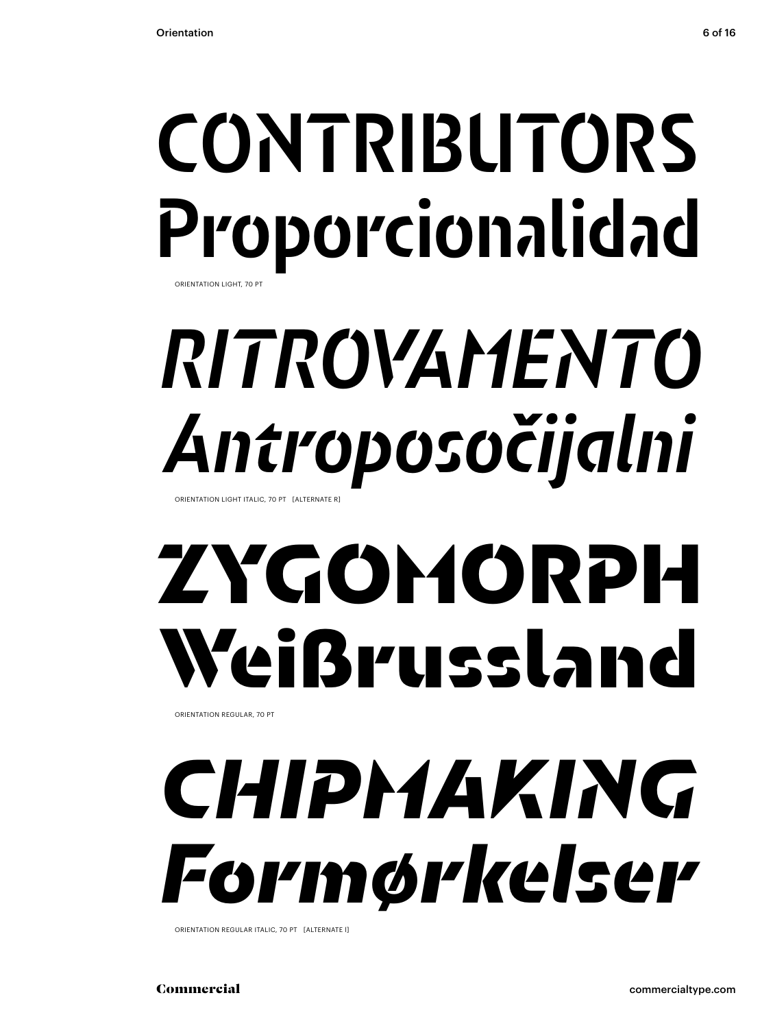# CONTRIBUTORS Proporcionalidad

ORIENTATION LIGHT, 70 PT

# *RITROVAMENTO Antroposočijalni*

ORIENTATION LIGHT ITALIC, 70 PT [ALTERNATE R]

# ZYGOMORPH Weißrussland

ORIENTATION REGULAR, 70 PT

# *CHIPMAKING Formørkelser*

ORIENTATION REGULAR ITALIC, 70 PT [ALTERNATE I]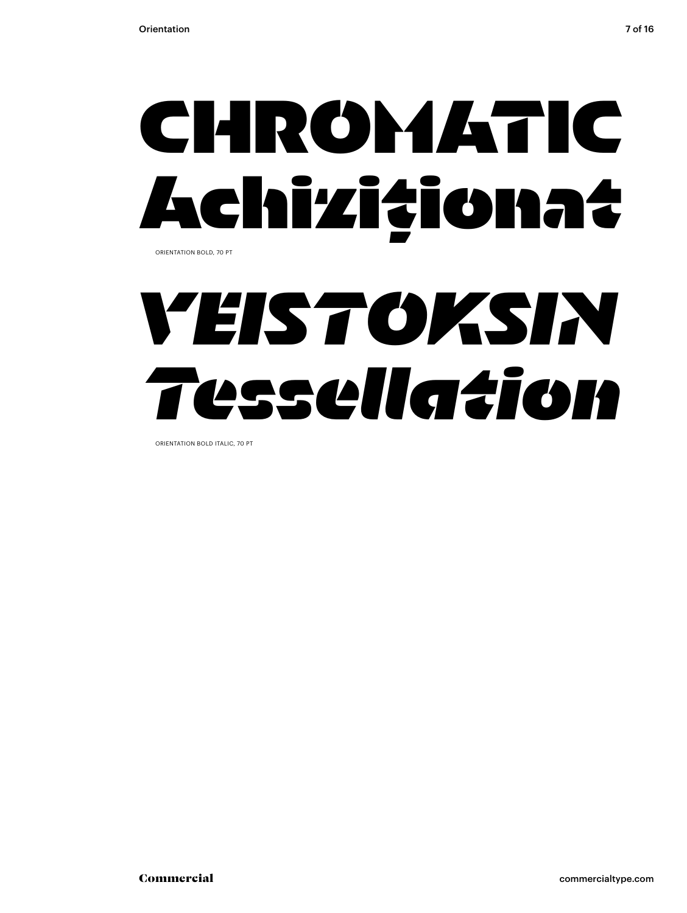CHROMATIC
Achiziţionat

ORIENTATION BOLD, 70 PT

*VEISTOKSIN*
*Tessellation*

ORIENTATION BOLD ITALIC, 70 PT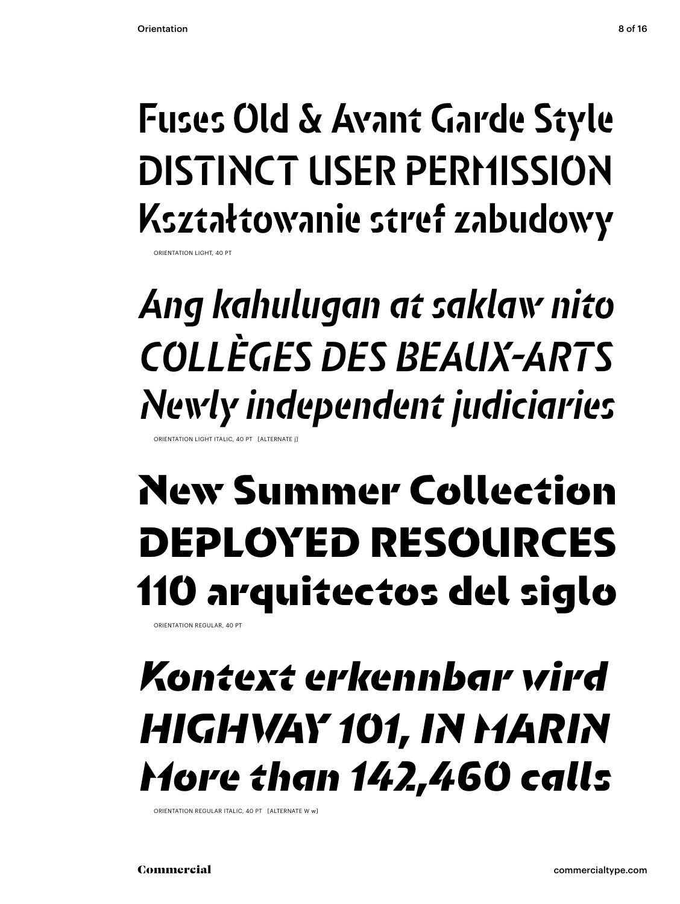Fuses Old & Avant Garde Style
DISTINCT USER PERMISSION
Kształtowanie stref zabudowy

ORIENTATION LIGHT, 40 PT

*Ang kahulugan at saklaw nito*
*COLLÈGES DES BEAUX-ARTS*
*Newly independent judiciaries*

ORIENTATION LIGHT ITALIC, 40 PT [ALTERNATE j]

**New Summer Collection**
**DEPLOYED RESOURCES**
**110 arquitectos del siglo**

ORIENTATION REGULAR, 40 PT

***Kontext erkennbar wird***
***HIGHWAY 101, IN MARIN***
***More than 142,460 calls***

ORIENTATION REGULAR ITALIC, 40 PT [ALTERNATE W w]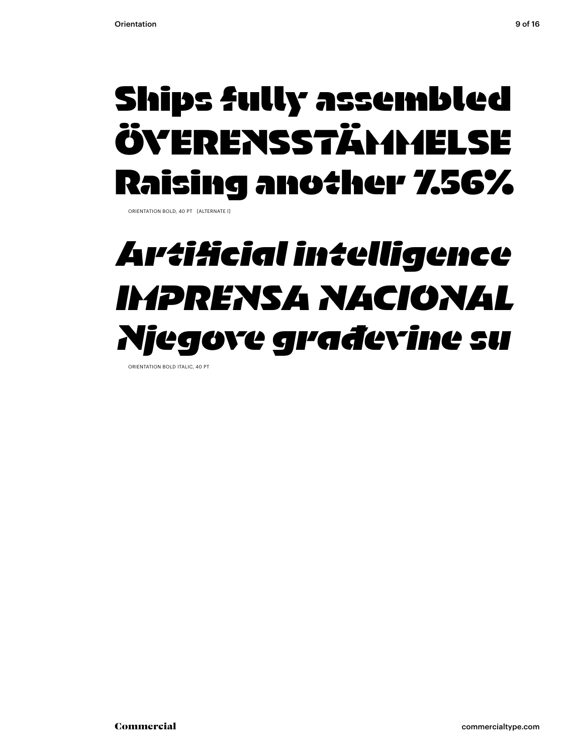Ships fully assembled
ÖVERENSSTÄMMELSE
Raising another 7.56%

ORIENTATION BOLD, 40 PT [ALTERNATE l]

*Artificial intelligence*
*IMPRENSA NACIONAL*
*Njegove građevine su*

ORIENTATION BOLD ITALIC, 40 PT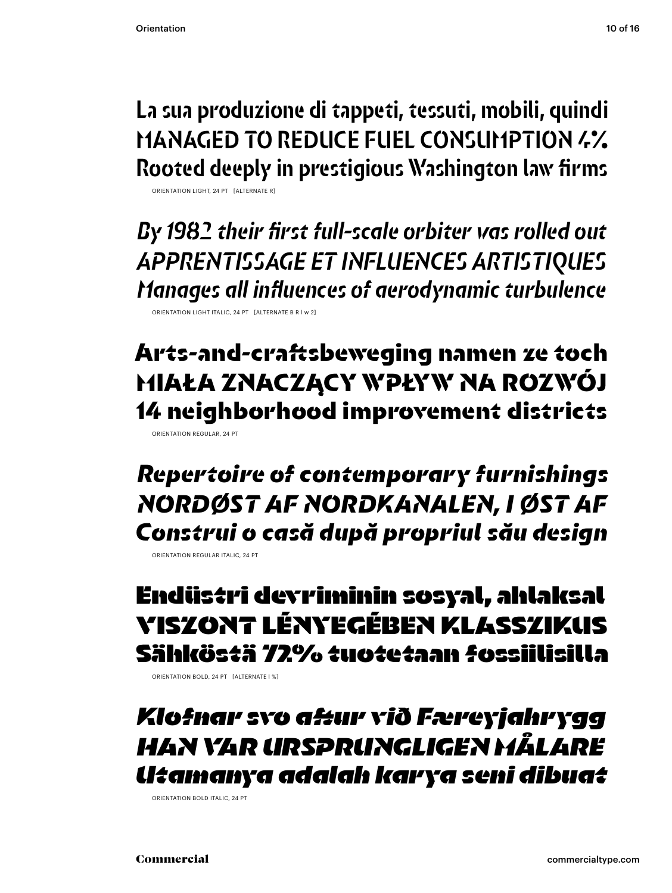La sua produzione di tappeti, tessuti, mobili, quindi
MANAGED TO REDUCE FUEL CONSUMPTION 4%
Rooted deeply in prestigious Washington law firms

ORIENTATION LIGHT, 24 PT [ALTERNATE R]

*By 1982 their first full-scale orbiter was rolled out*
*APPRENTISSAGE ET INFLUENCES ARTISTIQUES*
*Manages all influences of aerodynamic turbulence*

ORIENTATION LIGHT ITALIC, 24 PT [ALTERNATE B R l w 2]

Arts-and-craftsbeweging namen ze toch
MIAŁA ZNACZĄCY WPŁYW NA ROZWÓJ
14 neighborhood improvement districts

ORIENTATION REGULAR, 24 PT

*Repertoire of contemporary furnishings*
*NORDØST AF NORDKANALEN, I ØST AF*
*Construi o casă după propriul său design*

ORIENTATION REGULAR ITALIC, 24 PT

**Endüstri devriminin sosyal, ahlaksal**
**VISZONT LÉNYEGÉBEN KLASSZIKUS**
**Sähköstä 72% tuotetaan fossiilisilla**

ORIENTATION BOLD, 24 PT [ALTERNATE l %]

***Klofnar svo aftur við Færeyjahrygg***
***HAN VAR URSPRUNGLIGEN MÅLARE***
***Utamanya adalah karya seni dibuat***

ORIENTATION BOLD ITALIC, 24 PT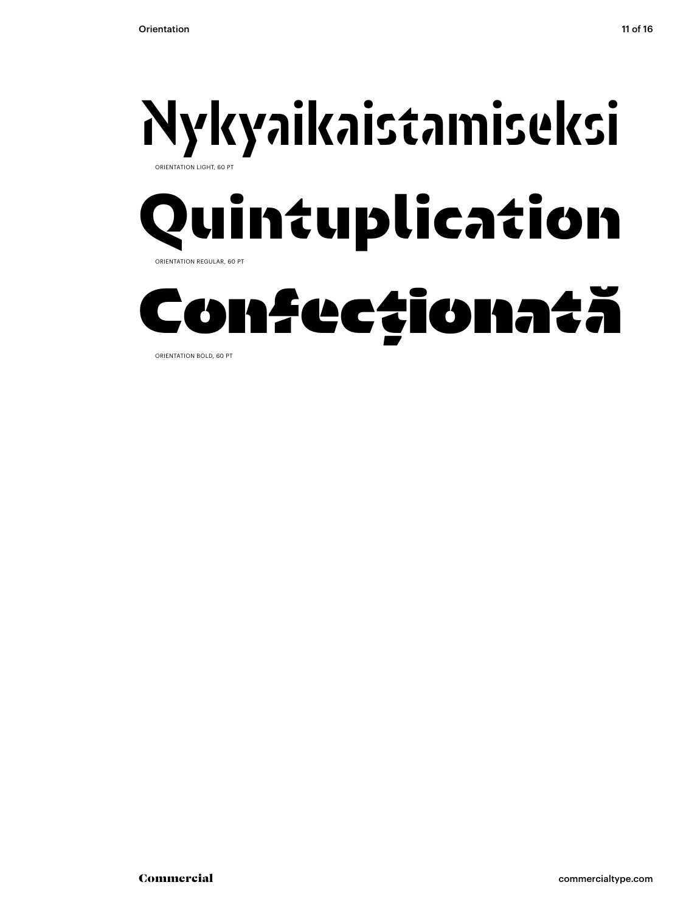# Nykyaikaistamiseksi

ORIENTATION LIGHT, 60 PT

# Quintuplication

ORIENTATION REGULAR, 60 PT

# Confecționată

ORIENTATION BOLD, 60 PT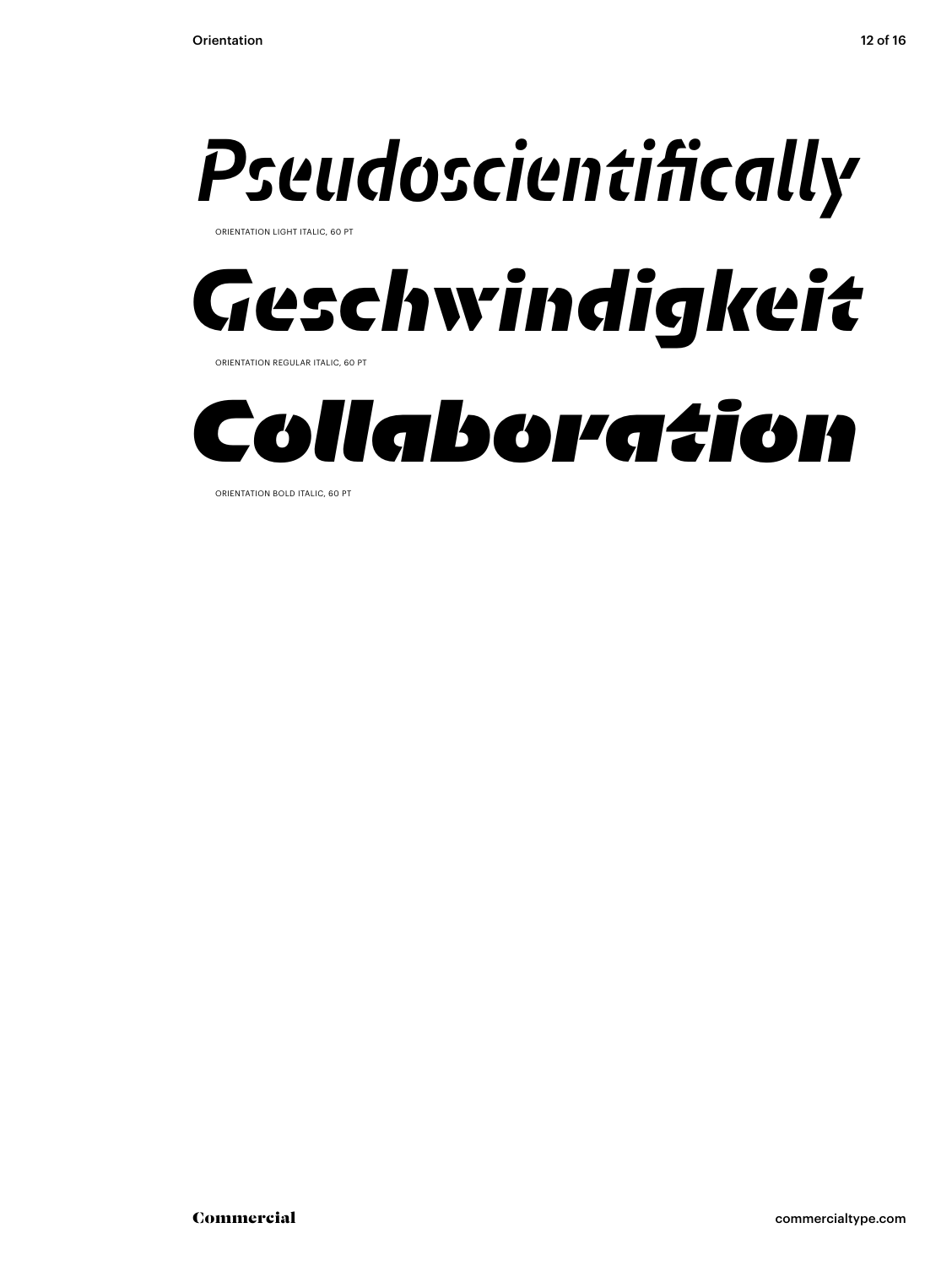Pseudoscientifically

ORIENTATION LIGHT ITALIC, 60 PT

Geschwindigkeit

ORIENTATION REGULAR ITALIC, 60 PT

Collaboration

ORIENTATION BOLD ITALIC, 60 PT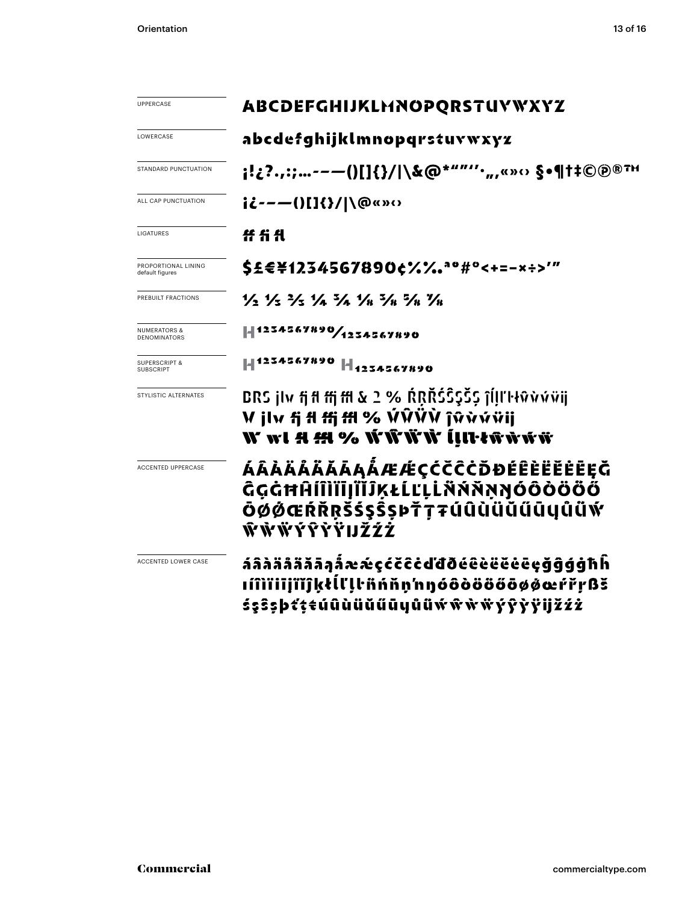| | |
|---|---|
| UPPERCASE | ABCDEFGHIJKLMNOPQRSTUVWXYZ |
| LOWERCASE | abcdefghijklmnopqrstuvwxyz |
| STANDARD PUNCTUATION | ¡!¿?.,:;…-–—()[]{}/\|\&@*""''·„‚«»‹› §•¶†‡©℗®™ |
| ALL CAP PUNCTUATION | ¡¿-–—()[]{}/\|\@«»‹› |
| LIGATURES | ff fi fl |
| PROPORTIONAL LINING default figures | $£€¥1234567890¢%‰ªº#°<+=-×÷>'" |
| PREBUILT FRACTIONS | ½ ⅓ ⅔ ¼ ¾ ⅛ ⅜ ⅝ ⅞ |
| NUMERATORS & DENOMINATORS | H1234567890/1234567890 |
| SUPERSCRIPT & SUBSCRIPT | H1234567890 H1234567890 |
| STYLISTIC ALTERNATES | BRS jlv fj fl ffj ffl & 2 % ŔŖŘŚŜŞŠȘ ĵĺļľŀłŵẁẃẅij<br>V jlv fj fl ffj ffl % ẂŴẄẀ ĵŵẁẃẅij<br>W wl fl ffl % ẂŴẄẀ ĺļľŀłŵẁẃẅ |
| ACCENTED UPPERCASE | ÁÂÀÄÅÃĂĀĄǺÆǼÇĆČĈĊĎĐÉÊÈËĚĖĒĘĞ ĜĢĠĦĤÍÎÌÏĪĮĨĬĴĶŁĹĽĻĿÑŃŇŅŊÓÔÒÖÕŐ ŌØǾŒŔŘŖŠŚŞŜȘÞŤŢŦÚÛÙÜŬŰŪŲŮŨẂ ŴẀẄÝŶỲŸĲŽŹŻ |
| ACCENTED LOWER CASE | áâàäåãăāąǻæǽçćčĉċďđðéêèëěėēęğĝģġħĥ ıíîìïīįĩĭĵķłĺľļŀñńňņŉŋóôòöõőōøǿœŕřŗßš śşŝșþťţŧúûùüŭűūųůũẃŵẁẅýŷỳÿĳžźż |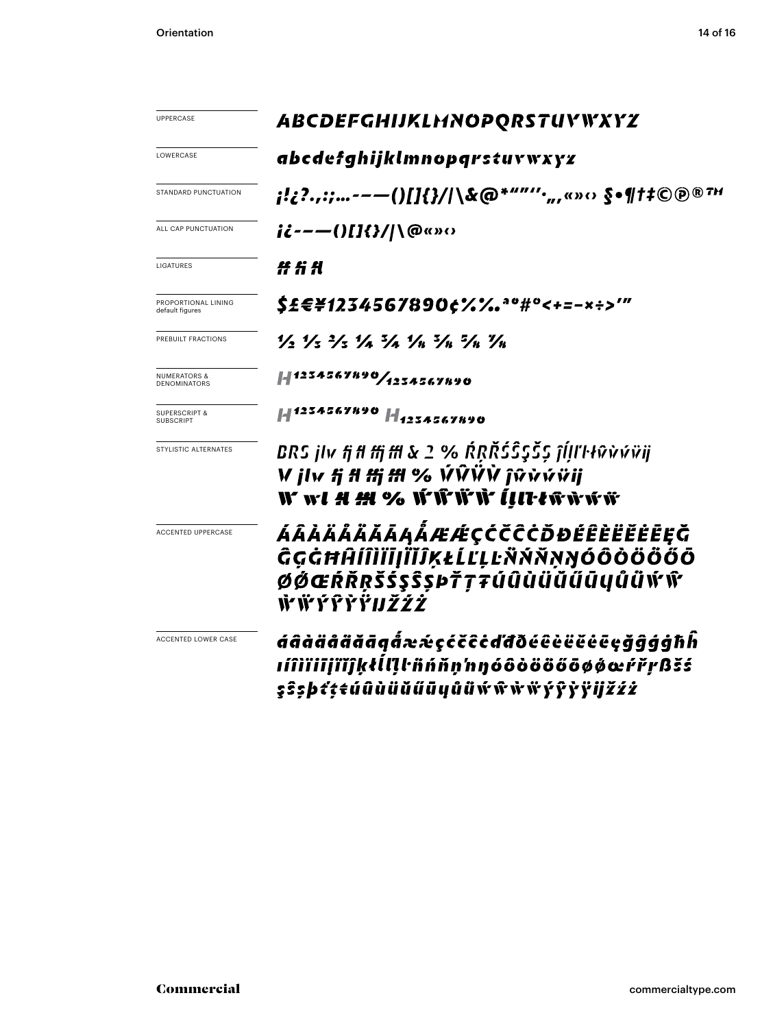| | |
|---|---|
| UPPERCASE | ABCDEFGHIJKLMNOPQRSTUVWXYZ |
| LOWERCASE | abcdefghijklmnopqrstuvwxyz |
| STANDARD PUNCTUATION | ¡!¿?.,:;…-–—()[]{}/\|\&@*"”'’·„‚«»‹› §•¶†‡©℗®™ |
| ALL CAP PUNCTUATION | ¡¿-–—()[]{}/\|\@«»‹› |
| LIGATURES | ff fi fl |
| PROPORTIONAL LINING default figures | $£€¥1234567890¢%‰ªº#°<+=-×÷>'" |
| PREBUILT FRACTIONS | ½ ⅓ ⅔ ¼ ¾ ⅛ ⅜ ⅝ ⅞ |
| NUMERATORS & DENOMINATORS | H1234567890/1234567890 |
| SUPERSCRIPT & SUBSCRIPT | H1234567890 H1234567890 |
| STYLISTIC ALTERNATES | BRS jlv fj fl ffj ffl & 2 % ŔŖŘŚŜŞŠȘ ĵĺļľŀłŵẁẃẅij<br>V jlv fj fl ffj ffl % ẂŴẄẀ ĵŵẁẃẅij<br>W wl fl ffl % ẂŴẄẀ ĺļľŀłŵẁẃẅ |
| ACCENTED UPPERCASE | ÁÂÀÄÅÃĂĀĄǺÆǼÇĆČĈĊĎĐÉÊÈËĚĖĒĘĞĜĢĠĦĤÍÎÌÏĪĮĨĬĴĶŁĹĽĻĿÑŃŇŅŊÓÔÒÖÕŐŌØǾŒŔŘŖŠŚŞŜȘÞŤŢŦÚÛÙÜŬŰŪŲŮŨẂŴẀẄÝŶỲŸĲŽŹŻ |
| ACCENTED LOWER CASE | áâàäåãăāąǻæǽçćčĉċďđðéêèëěėēęğĝģġħĥıíîìïīįĩĭĵķłĺľļŀñńňņŉŋóôòöõőōøǿœŕřŗßšśşŝșþťţŧúûùüŭűūųůũẃŵẁẅýŷỳÿĳžźż |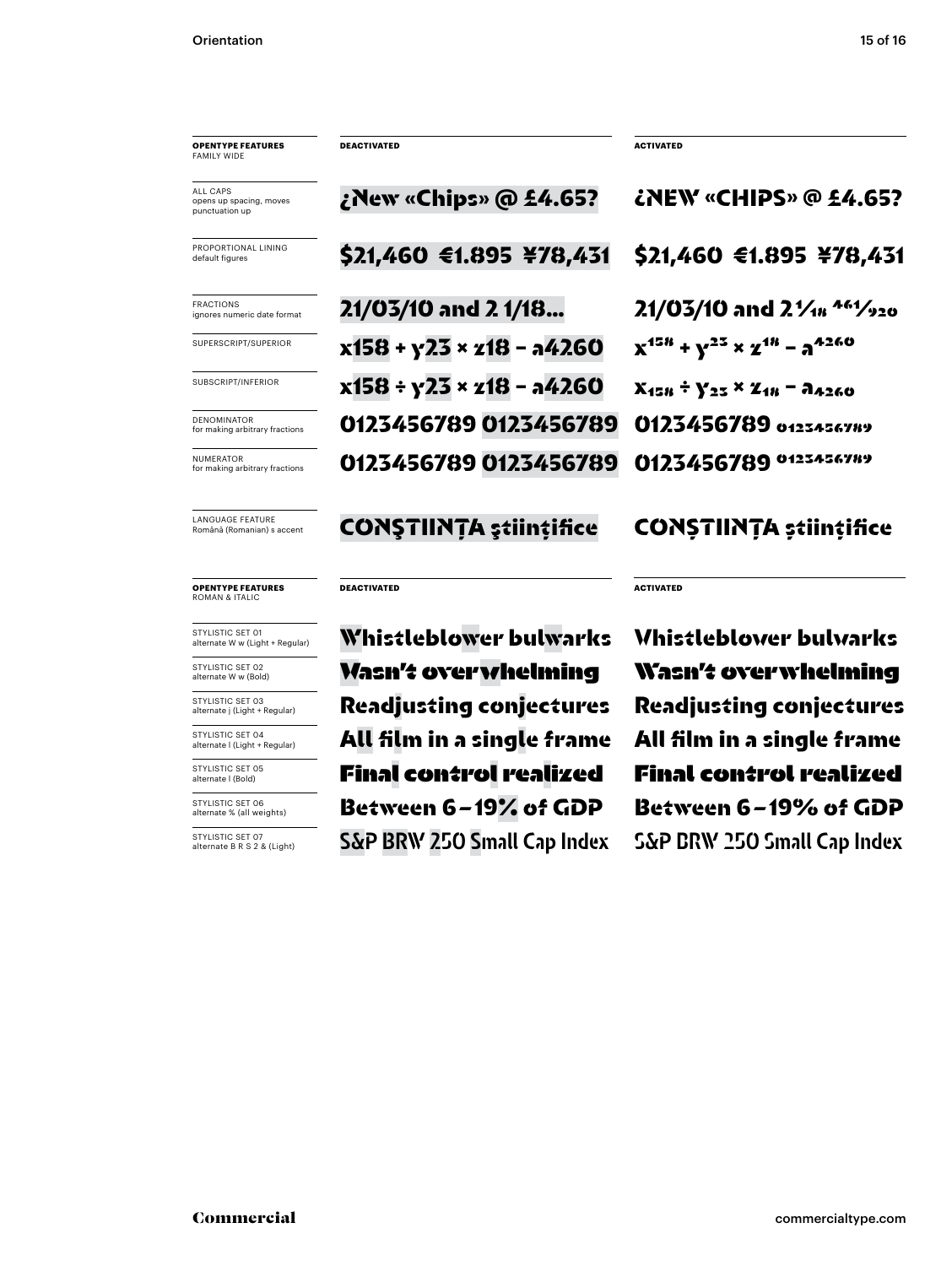| **OPENTYPE FEATURES** FAMILY WIDE | **DEACTIVATED** | **ACTIVATED** |
| --- | --- | --- |
| ALL CAPS opens up spacing, moves punctuation up | ¿New «Chips» @ £4.65? | ¿NEW «CHIPS» @ £4.65? |
| PROPORTIONAL LINING default figures | $21,460 €1.895 ¥78,431 | $21,460 €1.895 ¥78,431 |
| FRACTIONS ignores numeric date format | 21/03/10 and 2 1/18 461/920 | 21/03/10 and 2 1/18 461/920 |
| SUPERSCRIPT/SUPERIOR | x158 + y23 × z18 – a4260 | $x^{158} + y^{23} \times z^{18} - a^{4260}$ |
| SUBSCRIPT/INFERIOR | x158 ÷ y23 × z18 – a4260 | $x_{158} \div y_{23} \times z_{18} - a_{4260}$ |
| DENOMINATOR for making arbitrary fractions | 0123456789 0123456789 | 0123456789 0123456789 |
| NUMERATOR for making arbitrary fractions | 0123456789 0123456789 | 0123456789 0123456789 |
| LANGUAGE FEATURE Română (Romanian) s accent | CONŞTIINŢA ştiinţifice | CONȘTIINȚA științifice |

| **OPENTYPE FEATURES** ROMAN & ITALIC | **DEACTIVATED** | **ACTIVATED** |
| --- | --- | --- |
| STYLISTIC SET 01 alternate W w (Light + Regular) | Whistleblower bulwarks | Whistleblower bulwarks |
| STYLISTIC SET 02 alternate W w (Bold) | Wasn't overwhelming | Wasn't overwhelming |
| STYLISTIC SET 03 alternate j (Light + Regular) | Readjusting conjectures | Readjusting conjectures |
| STYLISTIC SET 04 alternate l (Light + Regular) | All film in a single frame | All film in a single frame |
| STYLISTIC SET 05 alternate l (Bold) | Final control realized | Final control realized |
| STYLISTIC SET 06 alternate % (all weights) | Between 6 – 19% of GDP | Between 6 – 19% of GDP |
| STYLISTIC SET 07 alternate B R S 2 & (Light) | S&P BRW 250 Small Cap Index | S&P BRW 250 Small Cap Index |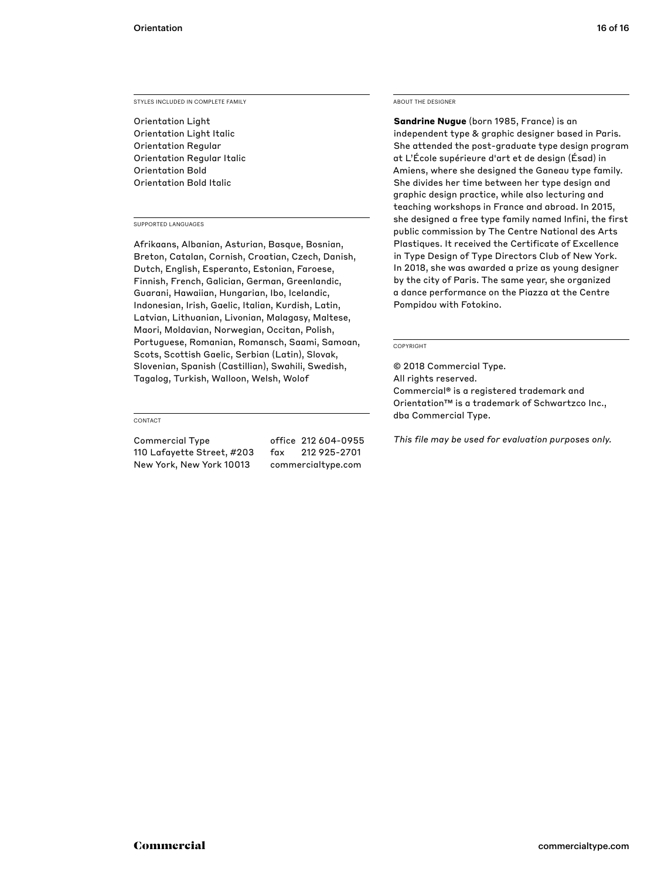STYLES INCLUDED IN COMPLETE FAMILY

Orientation Light
Orientation Light Italic
Orientation Regular
Orientation Regular Italic
Orientation Bold
Orientation Bold Italic

SUPPORTED LANGUAGES

Afrikaans, Albanian, Asturian, Basque, Bosnian, Breton, Catalan, Cornish, Croatian, Czech, Danish, Dutch, English, Esperanto, Estonian, Faroese, Finnish, French, Galician, German, Greenlandic, Guarani, Hawaiian, Hungarian, Ibo, Icelandic, Indonesian, Irish, Gaelic, Italian, Kurdish, Latin, Latvian, Lithuanian, Livonian, Malagasy, Maltese, Maori, Moldavian, Norwegian, Occitan, Polish, Portuguese, Romanian, Romansch, Saami, Samoan, Scots, Scottish Gaelic, Serbian (Latin), Slovak, Slovenian, Spanish (Castillian), Swahili, Swedish, Tagalog, Turkish, Walloon, Welsh, Wolof

CONTACT

Commercial Type
110 Lafayette Street, #203
New York, New York 10013

office 212 604-0955
fax 212 925-2701
commercialtype.com

ABOUT THE DESIGNER

**Sandrine Nugue** (born 1985, France) is an independent type & graphic designer based in Paris. She attended the post-graduate type design program at L'École supérieure d'art et de design (Ésad) in Amiens, where she designed the Ganeau type family. She divides her time between her type design and graphic design practice, while also lecturing and teaching workshops in France and abroad. In 2015, she designed a free type family named Infini, the first public commission by The Centre National des Arts Plastiques. It received the Certificate of Excellence in Type Design of Type Directors Club of New York. In 2018, she was awarded a prize as young designer by the city of Paris. The same year, she organized a dance performance on the Piazza at the Centre Pompidou with Fotokino.

COPYRIGHT

© 2018 Commercial Type.
All rights reserved.
Commercial® is a registered trademark and Orientation™ is a trademark of Schwartzco Inc., dba Commercial Type.

*This file may be used for evaluation purposes only.*